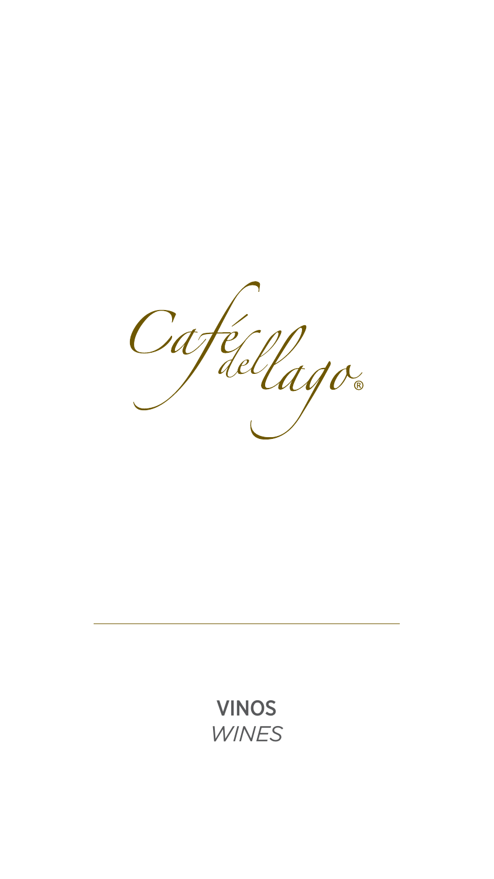# Café del Lago®

---

**VINOS**

*WINES*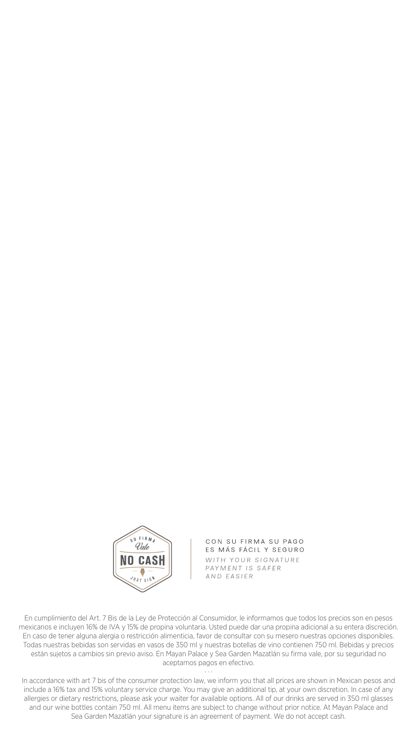SU FIRMA Vale NO CASH JUST SIGN

CON SU FIRMA SU PAGO ES MÁS FÁCIL Y SEGURO

*WITH YOUR SIGNATURE PAYMENT IS SAFER AND EASIER*

En cumplimiento del Art. 7 Bis de la Ley de Protección al Consumidor, le informamos que todos los precios son en pesos mexicanos e incluyen 16% de IVA y 15% de propina voluntaria. Usted puede dar una propina adicional a su entera discreción. En caso de tener alguna alergia o restricción alimenticia, favor de consultar con su mesero nuestras opciones disponibles. Todas nuestras bebidas son servidas en vasos de 350 ml y nuestras botellas de vino contienen 750 ml. Bebidas y precios están sujetos a cambios sin previo aviso. En Mayan Palace y Sea Garden Mazatlán su firma vale, por su seguridad no aceptamos pagos en efectivo.

. . .

In accordance with art 7 bis of the consumer protection law, we inform you that all prices are shown in Mexican pesos and include a 16% tax and 15% voluntary service charge. You may give an additional tip, at your own discretion. In case of any allergies or dietary restrictions, please ask your waiter for available options. All of our drinks are served in 350 ml glasses and our wine bottles contain 750 ml. All menu items are subject to change without prior notice. At Mayan Palace and Sea Garden Mazatlán your signature is an agreement of payment. We do not accept cash.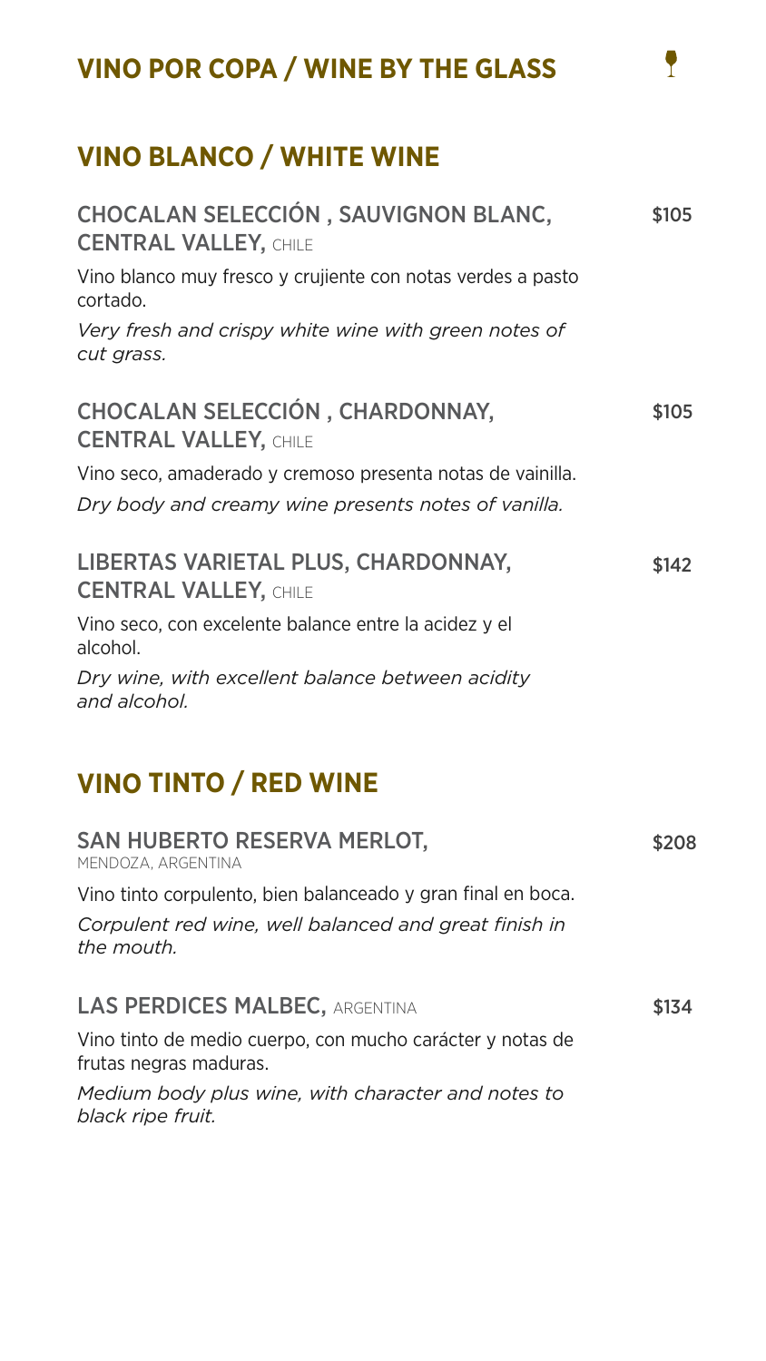# VINO POR COPA / WINE BY THE GLASS

## VINO BLANCO / WHITE WINE

**CHOCALAN SELECCIÓN , SAUVIGNON BLANC, CENTRAL VALLEY,** CHILE — $105

Vino blanco muy fresco y crujiente con notas verdes a pasto cortado.

*Very fresh and crispy white wine with green notes of cut grass.*

**CHOCALAN SELECCIÓN , CHARDONNAY, CENTRAL VALLEY,** CHILE — $105

Vino seco, amaderado y cremoso presenta notas de vainilla.

*Dry body and creamy wine presents notes of vanilla.*

**LIBERTAS VARIETAL PLUS, CHARDONNAY, CENTRAL VALLEY,** CHILE — $142

Vino seco, con excelente balance entre la acidez y el alcohol.

*Dry wine, with excellent balance between acidity and alcohol.*

## VINO TINTO / RED WINE

**SAN HUBERTO RESERVA MERLOT,** MENDOZA, ARGENTINA — $208

Vino tinto corpulento, bien balanceado y gran final en boca.

*Corpulent red wine, well balanced and great finish in the mouth.*

**LAS PERDICES MALBEC,** ARGENTINA — $134

Vino tinto de medio cuerpo, con mucho carácter y notas de frutas negras maduras.

*Medium body plus wine, with character and notes to black ripe fruit.*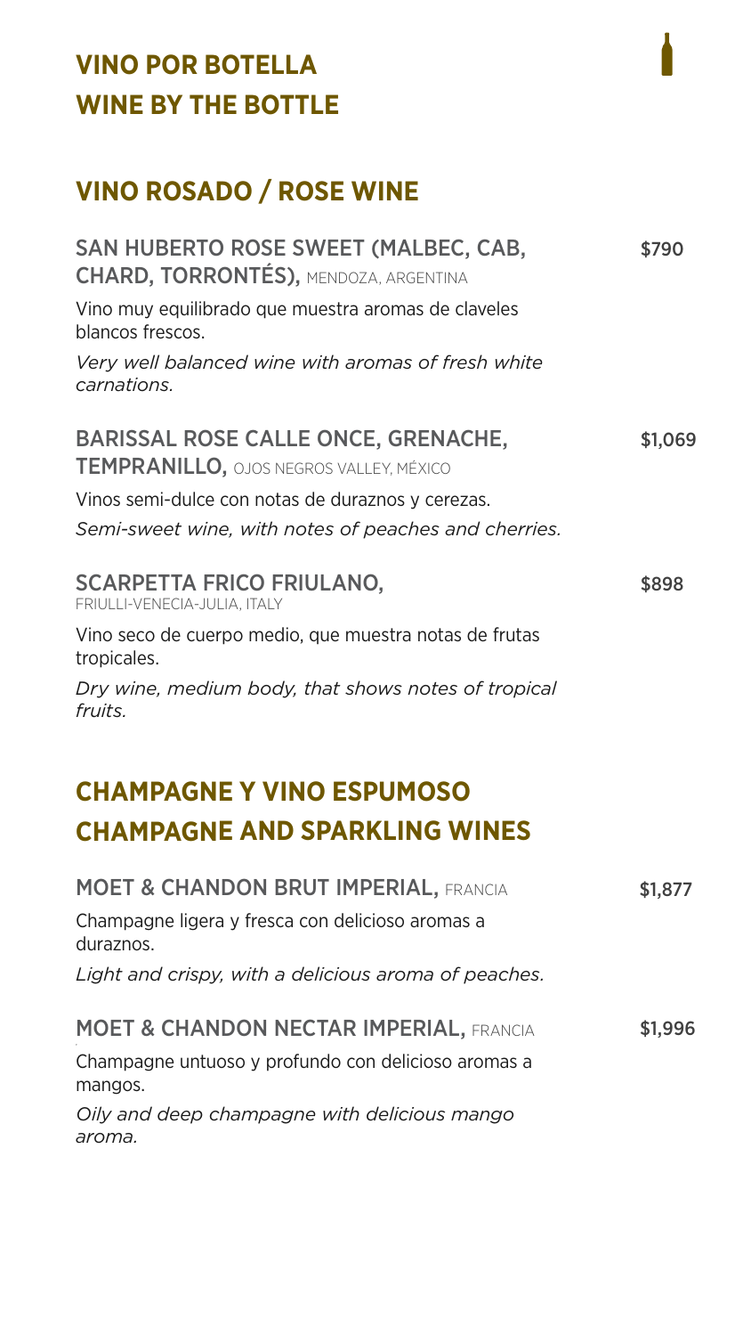## VINO POR BOTELLA
## WINE BY THE BOTTLE

## VINO ROSADO / ROSE WINE

**SAN HUBERTO ROSE SWEET (MALBEC, CAB, CHARD, TORRONTÉS),** MENDOZA, ARGENTINA — **$790**

Vino muy equilibrado que muestra aromas de claveles blancos frescos.

*Very well balanced wine with aromas of fresh white carnations.*

**BARISSAL ROSE CALLE ONCE, GRENACHE, TEMPRANILLO,** OJOS NEGROS VALLEY, MÉXICO — **$1,069**

Vinos semi-dulce con notas de duraznos y cerezas.

*Semi-sweet wine, with notes of peaches and cherries.*

**SCARPETTA FRICO FRIULANO,** FRIULLI-VENECIA-JULIA, ITALY — **$898**

Vino seco de cuerpo medio, que muestra notas de frutas tropicales.

*Dry wine, medium body, that shows notes of tropical fruits.*

## CHAMPAGNE Y VINO ESPUMOSO
## CHAMPAGNE AND SPARKLING WINES

**MOET & CHANDON BRUT IMPERIAL,** FRANCIA — **$1,877**

Champagne ligera y fresca con delicioso aromas a duraznos.

*Light and crispy, with a delicious aroma of peaches.*

**MOET & CHANDON NECTAR IMPERIAL,** FRANCIA — **$1,996**

Champagne untuoso y profundo con delicioso aromas a mangos.

*Oily and deep champagne with delicious mango aroma.*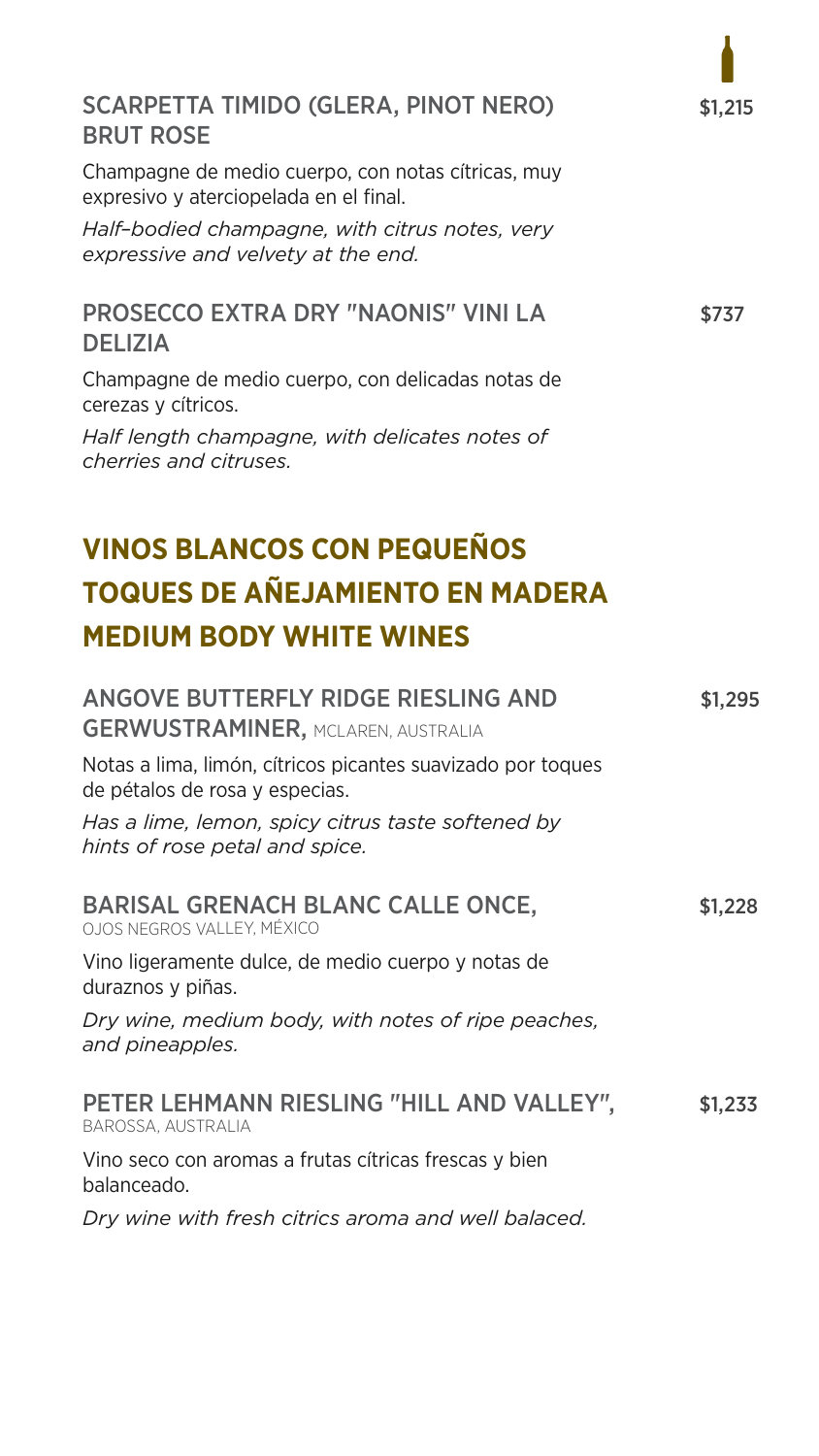### SCARPETTA TIMIDO (GLERA, PINOT NERO) BRUT ROSE — $1,215

Champagne de medio cuerpo, con notas cítricas, muy expresivo y aterciopelada en el final.

*Half–bodied champagne, with citrus notes, very expressive and velvety at the end.*

### PROSECCO EXTRA DRY "NAONIS" VINI LA DELIZIA — $737

Champagne de medio cuerpo, con delicadas notas de cerezas y cítricos.

*Half length champagne, with delicates notes of cherries and citruses.*

## VINOS BLANCOS CON PEQUEÑOS TOQUES DE AÑEJAMIENTO EN MADERA

## MEDIUM BODY WHITE WINES

### ANGOVE BUTTERFLY RIDGE RIESLING AND GERWUSTRAMINER, MCLAREN, AUSTRALIA — $1,295

Notas a lima, limón, cítricos picantes suavizado por toques de pétalos de rosa y especias.

*Has a lime, lemon, spicy citrus taste softened by hints of rose petal and spice.*

### BARISAL GRENACH BLANC CALLE ONCE, OJOS NEGROS VALLEY, MÉXICO — $1,228

Vino ligeramente dulce, de medio cuerpo y notas de duraznos y piñas.

*Dry wine, medium body, with notes of ripe peaches, and pineapples.*

### PETER LEHMANN RIESLING "HILL AND VALLEY", BAROSSA, AUSTRALIA — $1,233

Vino seco con aromas a frutas cítricas frescas y bien balanceado.

*Dry wine with fresh citrics aroma and well balaced.*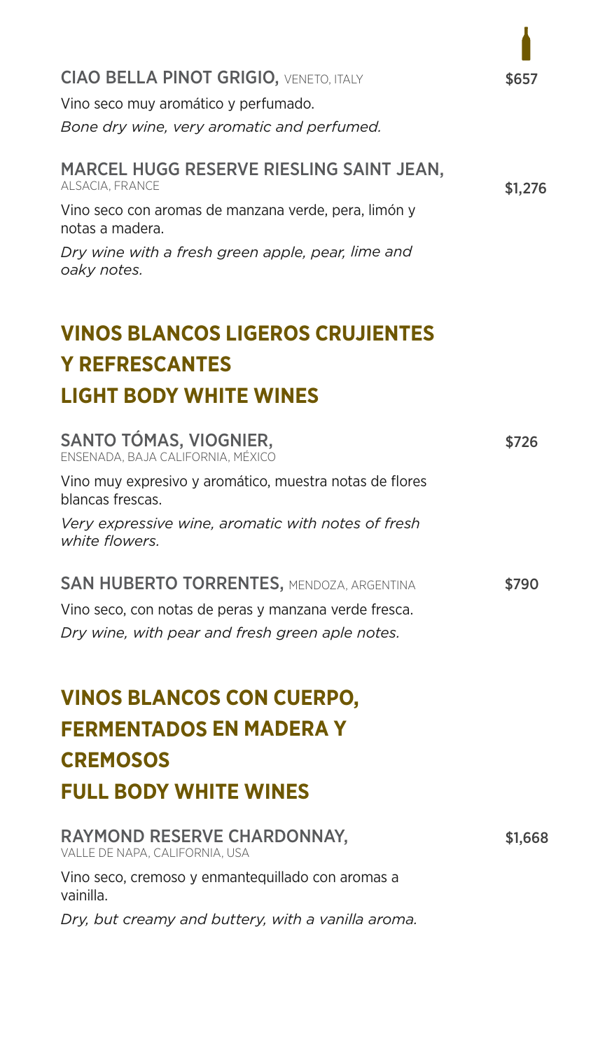**CIAO BELLA PINOT GRIGIO,** VENETO, ITALY — $657

Vino seco muy aromático y perfumado.

*Bone dry wine, very aromatic and perfumed.*

**MARCEL HUGG RESERVE RIESLING SAINT JEAN,** ALSACIA, FRANCE — $1,276

Vino seco con aromas de manzana verde, pera, limón y notas a madera.

*Dry wine with a fresh green apple, pear, lime and oaky notes.*

## VINOS BLANCOS LIGEROS CRUJIENTES Y REFRESCANTES
## LIGHT BODY WHITE WINES

**SANTO TÓMAS, VIOGNIER,** ENSENADA, BAJA CALIFORNIA, MÉXICO — $726

Vino muy expresivo y aromático, muestra notas de flores blancas frescas.

*Very expressive wine, aromatic with notes of fresh white flowers.*

**SAN HUBERTO TORRENTES,** MENDOZA, ARGENTINA — $790

Vino seco, con notas de peras y manzana verde fresca.

*Dry wine, with pear and fresh green aple notes.*

## VINOS BLANCOS CON CUERPO, FERMENTADOS EN MADERA Y CREMOSOS
## FULL BODY WHITE WINES

**RAYMOND RESERVE CHARDONNAY,** VALLE DE NAPA, CALIFORNIA, USA — $1,668

Vino seco, cremoso y enmantequillado con aromas a vainilla.

*Dry, but creamy and buttery, with a vanilla aroma.*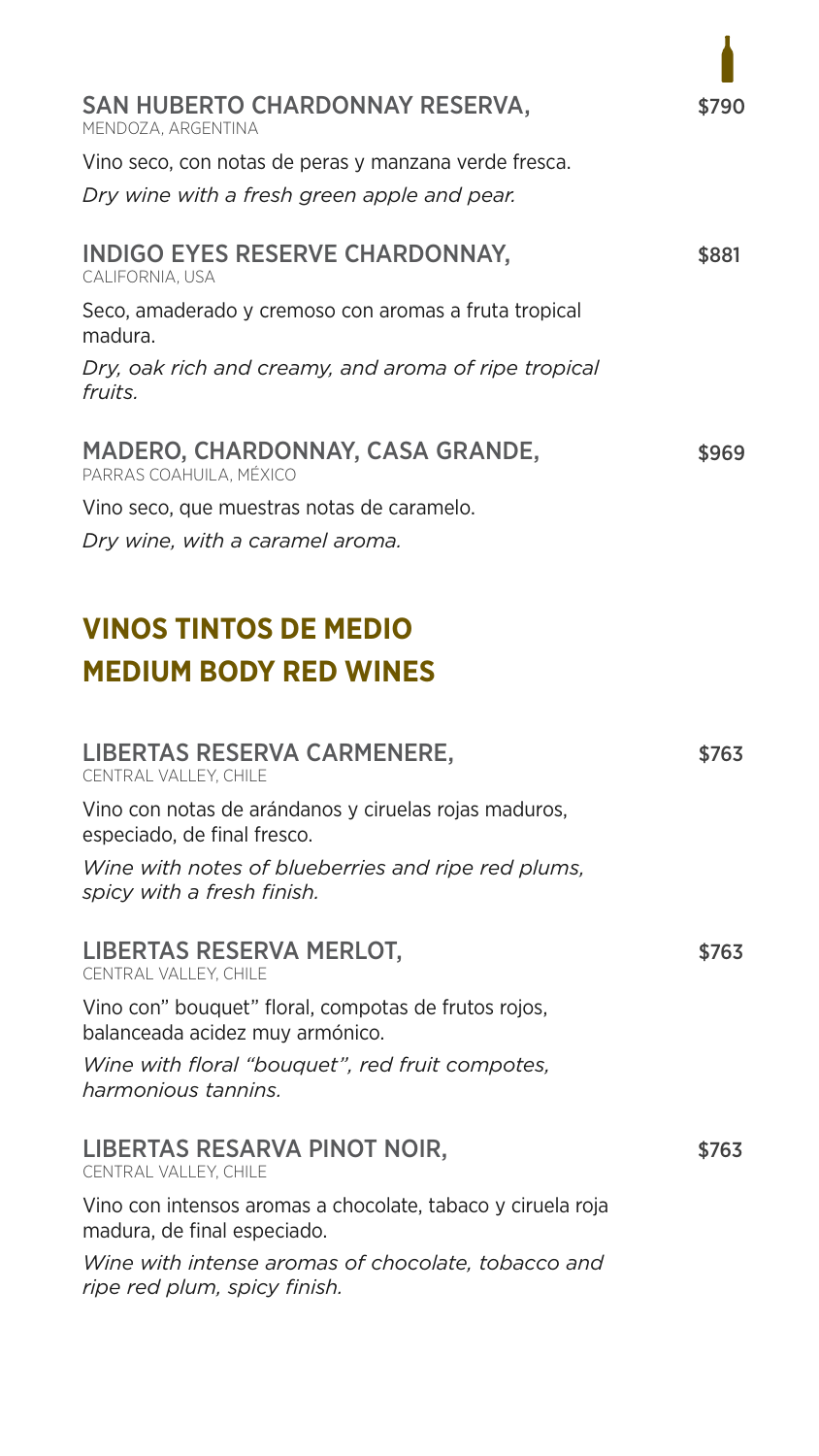**SAN HUBERTO CHARDONNAY RESERVA,** $790
MENDOZA, ARGENTINA

Vino seco, con notas de peras y manzana verde fresca.

*Dry wine with a fresh green apple and pear.*

**INDIGO EYES RESERVE CHARDONNAY,** $881
CALIFORNIA, USA

Seco, amaderado y cremoso con aromas a fruta tropical madura.

*Dry, oak rich and creamy, and aroma of ripe tropical fruits.*

**MADERO, CHARDONNAY, CASA GRANDE,** $969
PARRAS COAHUILA, MÉXICO

Vino seco, que muestras notas de caramelo.

*Dry wine, with a caramel aroma.*

## VINOS TINTOS DE MEDIO
## MEDIUM BODY RED WINES

**LIBERTAS RESERVA CARMENERE,** $763
CENTRAL VALLEY, CHILE

Vino con notas de arándanos y ciruelas rojas maduros, especiado, de final fresco.

*Wine with notes of blueberries and ripe red plums, spicy with a fresh finish.*

**LIBERTAS RESERVA MERLOT,** $763
CENTRAL VALLEY, CHILE

Vino con" bouquet" floral, compotas de frutos rojos, balanceada acidez muy armónico.

*Wine with floral "bouquet", red fruit compotes, harmonious tannins.*

**LIBERTAS RESARVA PINOT NOIR,** $763
CENTRAL VALLEY, CHILE

Vino con intensos aromas a chocolate, tabaco y ciruela roja madura, de final especiado.

*Wine with intense aromas of chocolate, tobacco and ripe red plum, spicy finish.*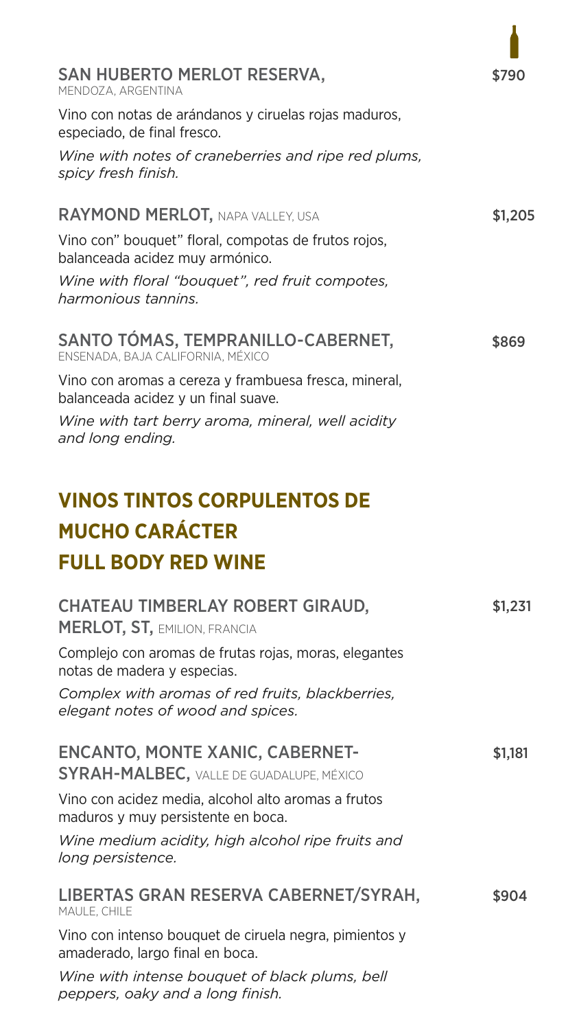**SAN HUBERTO MERLOT RESERVA,** MENDOZA, ARGENTINA — $790

Vino con notas de arándanos y ciruelas rojas maduros, especiado, de final fresco.

*Wine with notes of craneberries and ripe red plums, spicy fresh finish.*

**RAYMOND MERLOT,** NAPA VALLEY, USA — $1,205

Vino con" bouquet" floral, compotas de frutos rojos, balanceada acidez muy armónico.

*Wine with floral "bouquet", red fruit compotes, harmonious tannins.*

**SANTO TÓMAS, TEMPRANILLO-CABERNET,** ENSENADA, BAJA CALIFORNIA, MÉXICO — $869

Vino con aromas a cereza y frambuesa fresca, mineral, balanceada acidez y un final suave.

*Wine with tart berry aroma, mineral, well acidity and long ending.*

## VINOS TINTOS CORPULENTOS DE MUCHO CARÁCTER
## FULL BODY RED WINE

**CHATEAU TIMBERLAY ROBERT GIRAUD, MERLOT, ST,** EMILION, FRANCIA — $1,231

Complejo con aromas de frutas rojas, moras, elegantes notas de madera y especias.

*Complex with aromas of red fruits, blackberries, elegant notes of wood and spices.*

**ENCANTO, MONTE XANIC, CABERNET-SYRAH-MALBEC,** VALLE DE GUADALUPE, MÉXICO — $1,181

Vino con acidez media, alcohol alto aromas a frutos maduros y muy persistente en boca.

*Wine medium acidity, high alcohol ripe fruits and long persistence.*

**LIBERTAS GRAN RESERVA CABERNET/SYRAH,** MAULE, CHILE — $904

Vino con intenso bouquet de ciruela negra, pimientos y amaderado, largo final en boca.

*Wine with intense bouquet of black plums, bell peppers, oaky and a long finish.*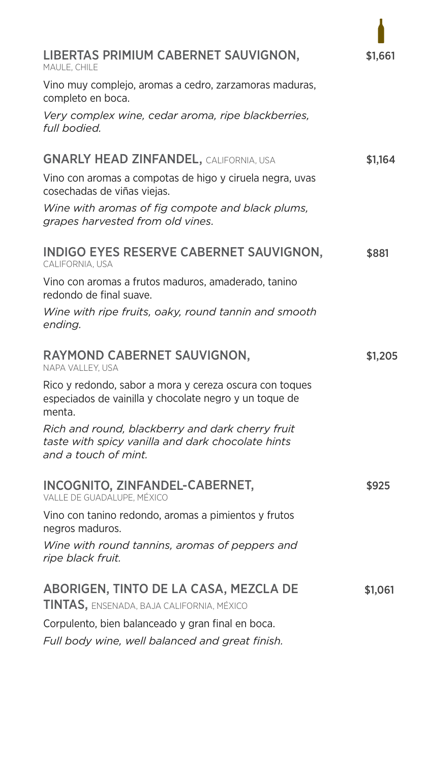**LIBERTAS PRIMIUM CABERNET SAUVIGNON,** MAULE, CHILE — **$1,661**

Vino muy complejo, aromas a cedro, zarzamoras maduras, completo en boca.

*Very complex wine, cedar aroma, ripe blackberries, full bodied.*

**GNARLY HEAD ZINFANDEL,** CALIFORNIA, USA — **$1,164**

Vino con aromas a compotas de higo y ciruela negra, uvas cosechadas de viñas viejas.

*Wine with aromas of fig compote and black plums, grapes harvested from old vines.*

**INDIGO EYES RESERVE CABERNET SAUVIGNON,** CALIFORNIA, USA — **$881**

Vino con aromas a frutos maduros, amaderado, tanino redondo de final suave.

*Wine with ripe fruits, oaky, round tannin and smooth ending.*

**RAYMOND CABERNET SAUVIGNON,** NAPA VALLEY, USA — **$1,205**

Rico y redondo, sabor a mora y cereza oscura con toques especiados de vainilla y chocolate negro y un toque de menta.

*Rich and round, blackberry and dark cherry fruit taste with spicy vanilla and dark chocolate hints and a touch of mint.*

**INCOGNITO, ZINFANDEL-CABERNET,** VALLE DE GUADALUPE, MÉXICO — **$925**

Vino con tanino redondo, aromas a pimientos y frutos negros maduros.

*Wine with round tannins, aromas of peppers and ripe black fruit.*

**ABORIGEN, TINTO DE LA CASA, MEZCLA DE TINTAS,** ENSENADA, BAJA CALIFORNIA, MÉXICO — **$1,061**

Corpulento, bien balanceado y gran final en boca.

*Full body wine, well balanced and great finish.*